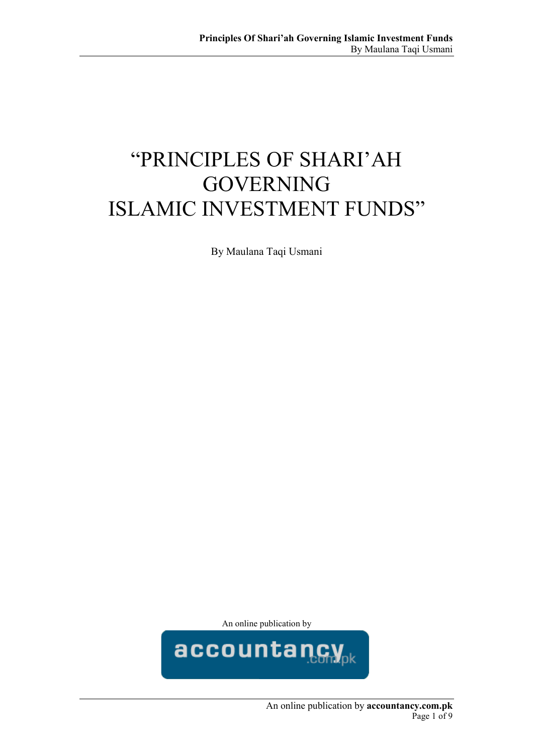# "PRINCIPLES OF SHARI'AH GOVERNING ISLAMIC INVESTMENT FUNDS"

By Maulana Taqi Usmani

An online publication by

accountancy.com.pk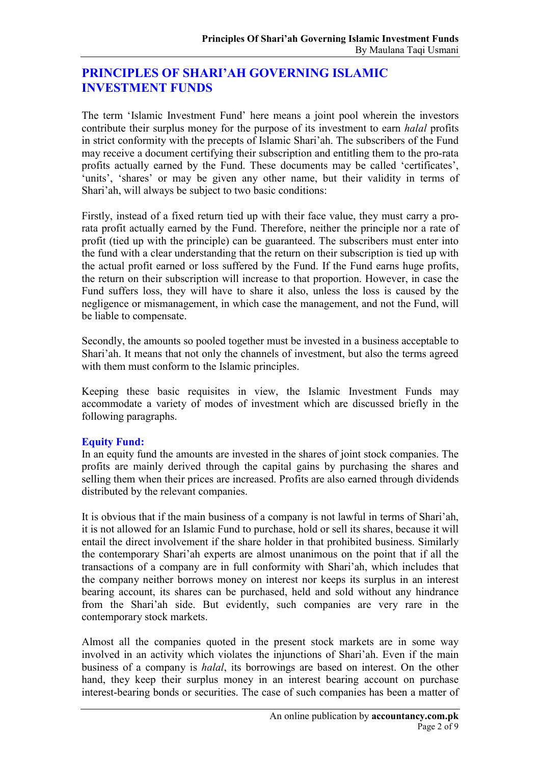## PRINCIPLES OF SHARI'AH GOVERNING ISLAMIC INVESTMENT FUNDS

The term 'Islamic Investment Fund' here means a joint pool wherein the investors contribute their surplus money for the purpose of its investment to earn *halal* profits in strict conformity with the precepts of Islamic Shari'ah. The subscribers of the Fund may receive a document certifying their subscription and entitling them to the pro-rata profits actually earned by the Fund. These documents may be called 'certificates', 'units', 'shares' or may be given any other name, but their validity in terms of Shari'ah, will always be subject to two basic conditions:

Firstly, instead of a fixed return tied up with their face value, they must carry a pro-rata profit actually earned by the Fund. Therefore, neither the principle nor a rate of profit (tied up with the principle) can be guaranteed. The subscribers must enter into the fund with a clear understanding that the return on their subscription is tied up with the actual profit earned or loss suffered by the Fund. If the Fund earns huge profits, the return on their subscription will increase to that proportion. However, in case the Fund suffers loss, they will have to share it also, unless the loss is caused by the negligence or mismanagement, in which case the management, and not the Fund, will be liable to compensate.

Secondly, the amounts so pooled together must be invested in a business acceptable to Shari'ah. It means that not only the channels of investment, but also the terms agreed with them must conform to the Islamic principles.

Keeping these basic requisites in view, the Islamic Investment Funds may accommodate a variety of modes of investment which are discussed briefly in the following paragraphs.

### Equity Fund:

In an equity fund the amounts are invested in the shares of joint stock companies. The profits are mainly derived through the capital gains by purchasing the shares and selling them when their prices are increased. Profits are also earned through dividends distributed by the relevant companies.

It is obvious that if the main business of a company is not lawful in terms of Shari'ah, it is not allowed for an Islamic Fund to purchase, hold or sell its shares, because it will entail the direct involvement if the share holder in that prohibited business. Similarly the contemporary Shari'ah experts are almost unanimous on the point that if all the transactions of a company are in full conformity with Shari'ah, which includes that the company neither borrows money on interest nor keeps its surplus in an interest bearing account, its shares can be purchased, held and sold without any hindrance from the Shari'ah side. But evidently, such companies are very rare in the contemporary stock markets.

Almost all the companies quoted in the present stock markets are in some way involved in an activity which violates the injunctions of Shari'ah. Even if the main business of a company is *halal*, its borrowings are based on interest. On the other hand, they keep their surplus money in an interest bearing account on purchase interest-bearing bonds or securities. The case of such companies has been a matter of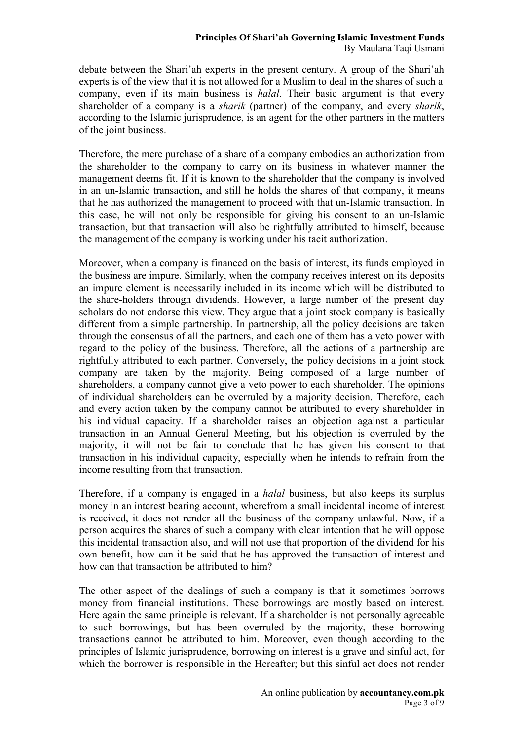debate between the Shari'ah experts in the present century. A group of the Shari'ah experts is of the view that it is not allowed for a Muslim to deal in the shares of such a company, even if its main business is *halal*. Their basic argument is that every shareholder of a company is a *sharik* (partner) of the company, and every *sharik*, according to the Islamic jurisprudence, is an agent for the other partners in the matters of the joint business.

Therefore, the mere purchase of a share of a company embodies an authorization from the shareholder to the company to carry on its business in whatever manner the management deems fit. If it is known to the shareholder that the company is involved in an un-Islamic transaction, and still he holds the shares of that company, it means that he has authorized the management to proceed with that un-Islamic transaction. In this case, he will not only be responsible for giving his consent to an un-Islamic transaction, but that transaction will also be rightfully attributed to himself, because the management of the company is working under his tacit authorization.

Moreover, when a company is financed on the basis of interest, its funds employed in the business are impure. Similarly, when the company receives interest on its deposits an impure element is necessarily included in its income which will be distributed to the share-holders through dividends. However, a large number of the present day scholars do not endorse this view. They argue that a joint stock company is basically different from a simple partnership. In partnership, all the policy decisions are taken through the consensus of all the partners, and each one of them has a veto power with regard to the policy of the business. Therefore, all the actions of a partnership are rightfully attributed to each partner. Conversely, the policy decisions in a joint stock company are taken by the majority. Being composed of a large number of shareholders, a company cannot give a veto power to each shareholder. The opinions of individual shareholders can be overruled by a majority decision. Therefore, each and every action taken by the company cannot be attributed to every shareholder in his individual capacity. If a shareholder raises an objection against a particular transaction in an Annual General Meeting, but his objection is overruled by the majority, it will not be fair to conclude that he has given his consent to that transaction in his individual capacity, especially when he intends to refrain from the income resulting from that transaction.

Therefore, if a company is engaged in a *halal* business, but also keeps its surplus money in an interest bearing account, wherefrom a small incidental income of interest is received, it does not render all the business of the company unlawful. Now, if a person acquires the shares of such a company with clear intention that he will oppose this incidental transaction also, and will not use that proportion of the dividend for his own benefit, how can it be said that he has approved the transaction of interest and how can that transaction be attributed to him?

The other aspect of the dealings of such a company is that it sometimes borrows money from financial institutions. These borrowings are mostly based on interest. Here again the same principle is relevant. If a shareholder is not personally agreeable to such borrowings, but has been overruled by the majority, these borrowing transactions cannot be attributed to him. Moreover, even though according to the principles of Islamic jurisprudence, borrowing on interest is a grave and sinful act, for which the borrower is responsible in the Hereafter; but this sinful act does not render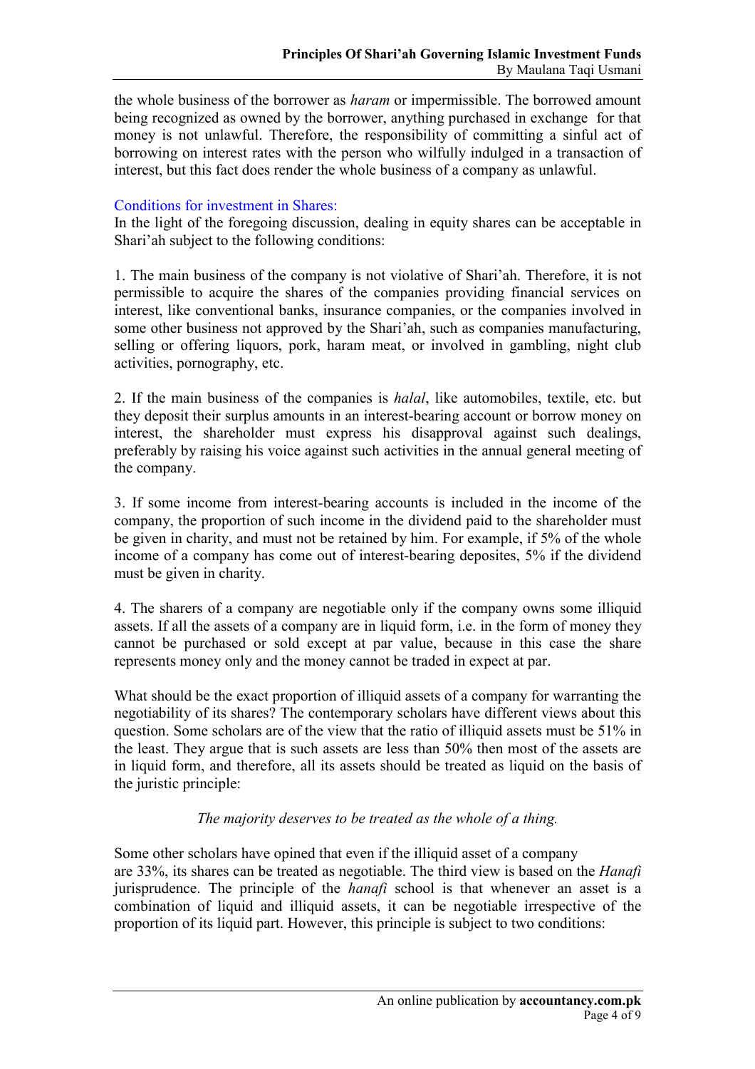the whole business of the borrower as *haram* or impermissible. The borrowed amount being recognized as owned by the borrower, anything purchased in exchange for that money is not unlawful. Therefore, the responsibility of committing a sinful act of borrowing on interest rates with the person who wilfully indulged in a transaction of interest, but this fact does render the whole business of a company as unlawful.

### Conditions for investment in Shares:

In the light of the foregoing discussion, dealing in equity shares can be acceptable in Shari'ah subject to the following conditions:

1. The main business of the company is not violative of Shari'ah. Therefore, it is not permissible to acquire the shares of the companies providing financial services on interest, like conventional banks, insurance companies, or the companies involved in some other business not approved by the Shari'ah, such as companies manufacturing, selling or offering liquors, pork, haram meat, or involved in gambling, night club activities, pornography, etc.

2. If the main business of the companies is *halal*, like automobiles, textile, etc. but they deposit their surplus amounts in an interest-bearing account or borrow money on interest, the shareholder must express his disapproval against such dealings, preferably by raising his voice against such activities in the annual general meeting of the company.

3. If some income from interest-bearing accounts is included in the income of the company, the proportion of such income in the dividend paid to the shareholder must be given in charity, and must not be retained by him. For example, if 5% of the whole income of a company has come out of interest-bearing deposites, 5% if the dividend must be given in charity.

4. The sharers of a company are negotiable only if the company owns some illiquid assets. If all the assets of a company are in liquid form, i.e. in the form of money they cannot be purchased or sold except at par value, because in this case the share represents money only and the money cannot be traded in expect at par.

What should be the exact proportion of illiquid assets of a company for warranting the negotiability of its shares? The contemporary scholars have different views about this question. Some scholars are of the view that the ratio of illiquid assets must be 51% in the least. They argue that is such assets are less than 50% then most of the assets are in liquid form, and therefore, all its assets should be treated as liquid on the basis of the juristic principle:

*The majority deserves to be treated as the whole of a thing.*

Some other scholars have opined that even if the illiquid asset of a company are 33%, its shares can be treated as negotiable. The third view is based on the *Hanafi* jurisprudence. The principle of the *hanafi* school is that whenever an asset is a combination of liquid and illiquid assets, it can be negotiable irrespective of the proportion of its liquid part. However, this principle is subject to two conditions: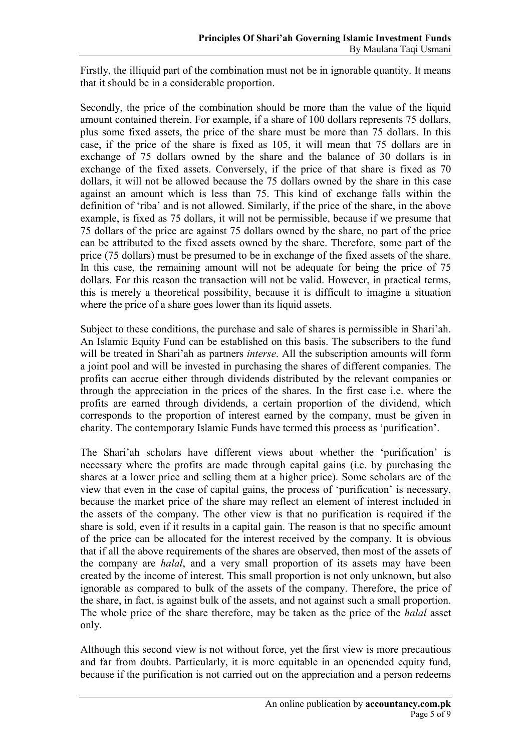Firstly, the illiquid part of the combination must not be in ignorable quantity. It means that it should be in a considerable proportion.

Secondly, the price of the combination should be more than the value of the liquid amount contained therein. For example, if a share of 100 dollars represents 75 dollars, plus some fixed assets, the price of the share must be more than 75 dollars. In this case, if the price of the share is fixed as 105, it will mean that 75 dollars are in exchange of 75 dollars owned by the share and the balance of 30 dollars is in exchange of the fixed assets. Conversely, if the price of that share is fixed as 70 dollars, it will not be allowed because the 75 dollars owned by the share in this case against an amount which is less than 75. This kind of exchange falls within the definition of 'riba' and is not allowed. Similarly, if the price of the share, in the above example, is fixed as 75 dollars, it will not be permissible, because if we presume that 75 dollars of the price are against 75 dollars owned by the share, no part of the price can be attributed to the fixed assets owned by the share. Therefore, some part of the price (75 dollars) must be presumed to be in exchange of the fixed assets of the share. In this case, the remaining amount will not be adequate for being the price of 75 dollars. For this reason the transaction will not be valid. However, in practical terms, this is merely a theoretical possibility, because it is difficult to imagine a situation where the price of a share goes lower than its liquid assets.

Subject to these conditions, the purchase and sale of shares is permissible in Shari'ah. An Islamic Equity Fund can be established on this basis. The subscribers to the fund will be treated in Shari'ah as partners *interse*. All the subscription amounts will form a joint pool and will be invested in purchasing the shares of different companies. The profits can accrue either through dividends distributed by the relevant companies or through the appreciation in the prices of the shares. In the first case i.e. where the profits are earned through dividends, a certain proportion of the dividend, which corresponds to the proportion of interest earned by the company, must be given in charity. The contemporary Islamic Funds have termed this process as 'purification'.

The Shari'ah scholars have different views about whether the 'purification' is necessary where the profits are made through capital gains (i.e. by purchasing the shares at a lower price and selling them at a higher price). Some scholars are of the view that even in the case of capital gains, the process of 'purification' is necessary, because the market price of the share may reflect an element of interest included in the assets of the company. The other view is that no purification is required if the share is sold, even if it results in a capital gain. The reason is that no specific amount of the price can be allocated for the interest received by the company. It is obvious that if all the above requirements of the shares are observed, then most of the assets of the company are *halal*, and a very small proportion of its assets may have been created by the income of interest. This small proportion is not only unknown, but also ignorable as compared to bulk of the assets of the company. Therefore, the price of the share, in fact, is against bulk of the assets, and not against such a small proportion. The whole price of the share therefore, may be taken as the price of the *halal* asset only.

Although this second view is not without force, yet the first view is more precautious and far from doubts. Particularly, it is more equitable in an openended equity fund, because if the purification is not carried out on the appreciation and a person redeems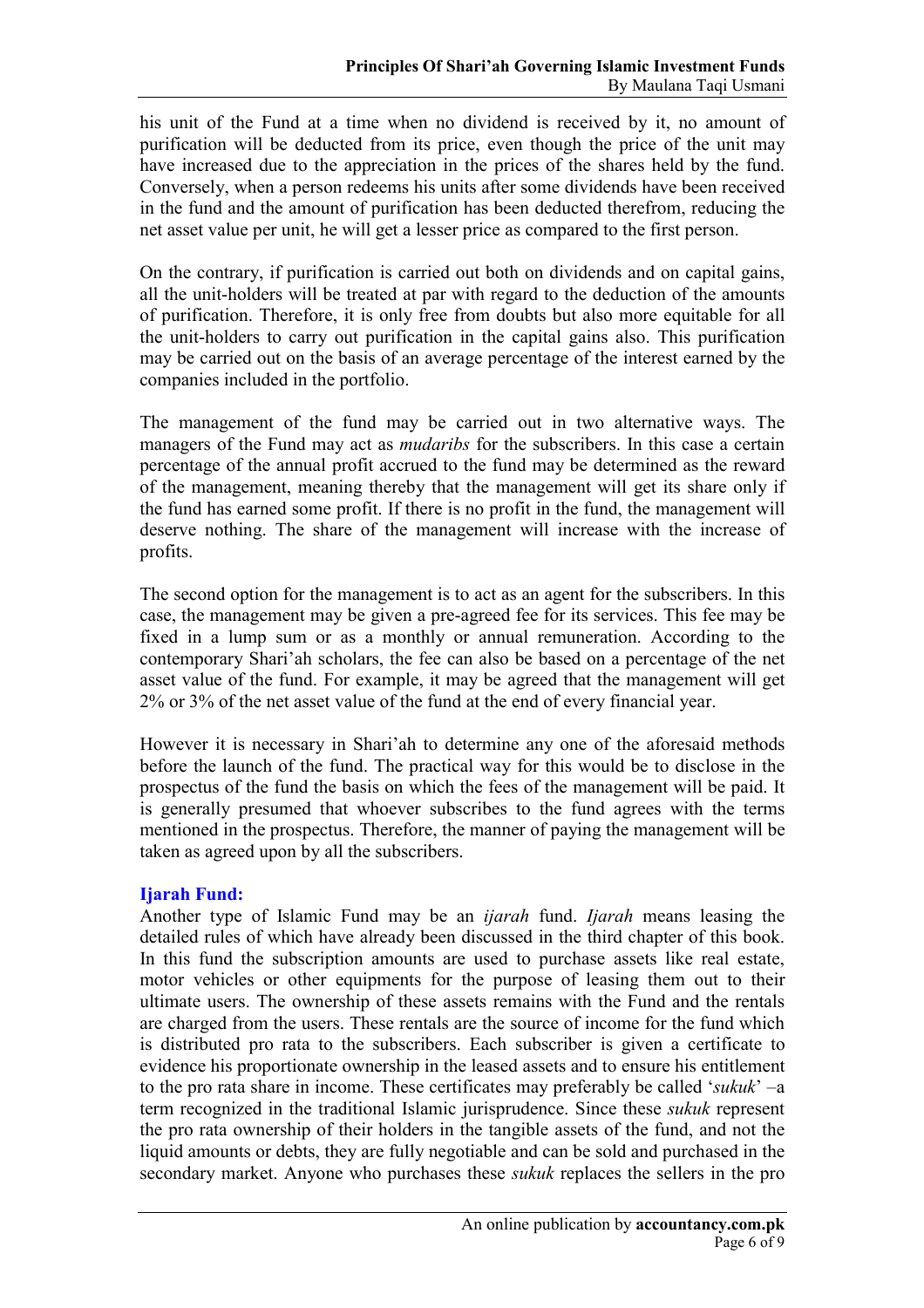his unit of the Fund at a time when no dividend is received by it, no amount of purification will be deducted from its price, even though the price of the unit may have increased due to the appreciation in the prices of the shares held by the fund. Conversely, when a person redeems his units after some dividends have been received in the fund and the amount of purification has been deducted therefrom, reducing the net asset value per unit, he will get a lesser price as compared to the first person.

On the contrary, if purification is carried out both on dividends and on capital gains, all the unit-holders will be treated at par with regard to the deduction of the amounts of purification. Therefore, it is only free from doubts but also more equitable for all the unit-holders to carry out purification in the capital gains also. This purification may be carried out on the basis of an average percentage of the interest earned by the companies included in the portfolio.

The management of the fund may be carried out in two alternative ways. The managers of the Fund may act as *mudaribs* for the subscribers. In this case a certain percentage of the annual profit accrued to the fund may be determined as the reward of the management, meaning thereby that the management will get its share only if the fund has earned some profit. If there is no profit in the fund, the management will deserve nothing. The share of the management will increase with the increase of profits.

The second option for the management is to act as an agent for the subscribers. In this case, the management may be given a pre-agreed fee for its services. This fee may be fixed in a lump sum or as a monthly or annual remuneration. According to the contemporary Shari'ah scholars, the fee can also be based on a percentage of the net asset value of the fund. For example, it may be agreed that the management will get 2% or 3% of the net asset value of the fund at the end of every financial year.

However it is necessary in Shari'ah to determine any one of the aforesaid methods before the launch of the fund. The practical way for this would be to disclose in the prospectus of the fund the basis on which the fees of the management will be paid. It is generally presumed that whoever subscribes to the fund agrees with the terms mentioned in the prospectus. Therefore, the manner of paying the management will be taken as agreed upon by all the subscribers.

### Ijarah Fund:

Another type of Islamic Fund may be an *ijarah* fund. *Ijarah* means leasing the detailed rules of which have already been discussed in the third chapter of this book. In this fund the subscription amounts are used to purchase assets like real estate, motor vehicles or other equipments for the purpose of leasing them out to their ultimate users. The ownership of these assets remains with the Fund and the rentals are charged from the users. These rentals are the source of income for the fund which is distributed pro rata to the subscribers. Each subscriber is given a certificate to evidence his proportionate ownership in the leased assets and to ensure his entitlement to the pro rata share in income. These certificates may preferably be called '*sukuk*' –a term recognized in the traditional Islamic jurisprudence. Since these *sukuk* represent the pro rata ownership of their holders in the tangible assets of the fund, and not the liquid amounts or debts, they are fully negotiable and can be sold and purchased in the secondary market. Anyone who purchases these *sukuk* replaces the sellers in the pro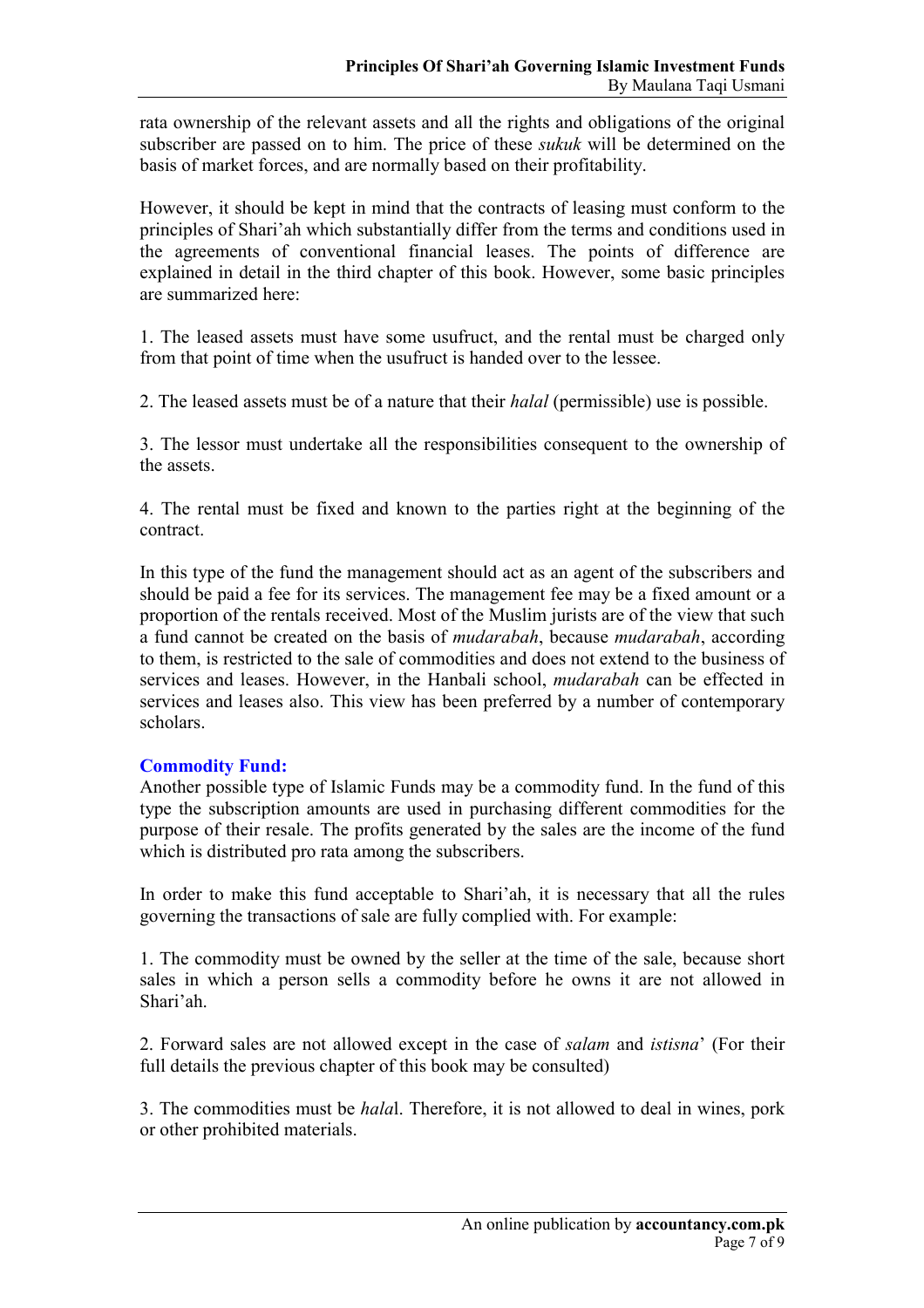rata ownership of the relevant assets and all the rights and obligations of the original subscriber are passed on to him. The price of these *sukuk* will be determined on the basis of market forces, and are normally based on their profitability.

However, it should be kept in mind that the contracts of leasing must conform to the principles of Shari'ah which substantially differ from the terms and conditions used in the agreements of conventional financial leases. The points of difference are explained in detail in the third chapter of this book. However, some basic principles are summarized here:

1. The leased assets must have some usufruct, and the rental must be charged only from that point of time when the usufruct is handed over to the lessee.

2. The leased assets must be of a nature that their *halal* (permissible) use is possible.

3. The lessor must undertake all the responsibilities consequent to the ownership of the assets.

4. The rental must be fixed and known to the parties right at the beginning of the contract.

In this type of the fund the management should act as an agent of the subscribers and should be paid a fee for its services. The management fee may be a fixed amount or a proportion of the rentals received. Most of the Muslim jurists are of the view that such a fund cannot be created on the basis of *mudarabah*, because *mudarabah*, according to them, is restricted to the sale of commodities and does not extend to the business of services and leases. However, in the Hanbali school, *mudarabah* can be effected in services and leases also. This view has been preferred by a number of contemporary scholars.

## Commodity Fund:

Another possible type of Islamic Funds may be a commodity fund. In the fund of this type the subscription amounts are used in purchasing different commodities for the purpose of their resale. The profits generated by the sales are the income of the fund which is distributed pro rata among the subscribers.

In order to make this fund acceptable to Shari'ah, it is necessary that all the rules governing the transactions of sale are fully complied with. For example:

1. The commodity must be owned by the seller at the time of the sale, because short sales in which a person sells a commodity before he owns it are not allowed in Shari'ah.

2. Forward sales are not allowed except in the case of *salam* and *istisna*' (For their full details the previous chapter of this book may be consulted)

3. The commodities must be *halal*. Therefore, it is not allowed to deal in wines, pork or other prohibited materials.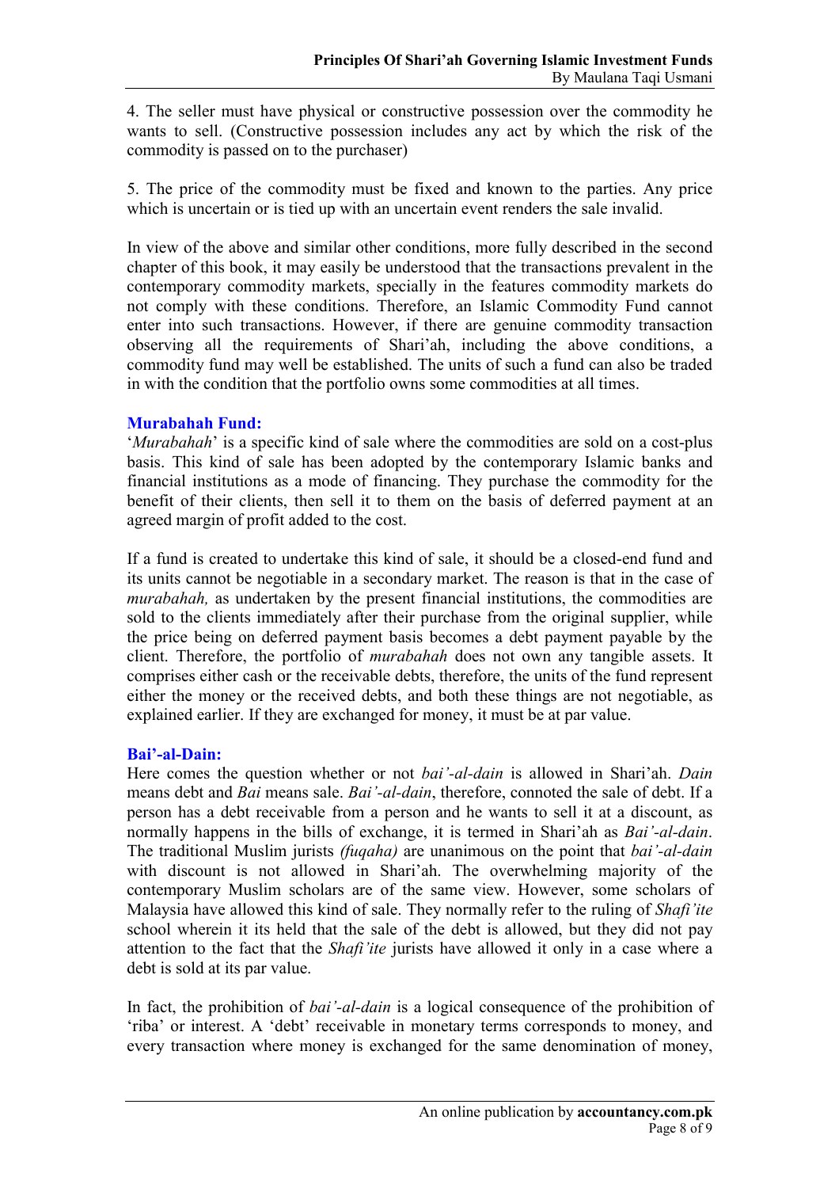4. The seller must have physical or constructive possession over the commodity he wants to sell. (Constructive possession includes any act by which the risk of the commodity is passed on to the purchaser)

5. The price of the commodity must be fixed and known to the parties. Any price which is uncertain or is tied up with an uncertain event renders the sale invalid.

In view of the above and similar other conditions, more fully described in the second chapter of this book, it may easily be understood that the transactions prevalent in the contemporary commodity markets, specially in the features commodity markets do not comply with these conditions. Therefore, an Islamic Commodity Fund cannot enter into such transactions. However, if there are genuine commodity transaction observing all the requirements of Shari'ah, including the above conditions, a commodity fund may well be established. The units of such a fund can also be traded in with the condition that the portfolio owns some commodities at all times.

### Murabahah Fund:

'*Murabahah*' is a specific kind of sale where the commodities are sold on a cost-plus basis. This kind of sale has been adopted by the contemporary Islamic banks and financial institutions as a mode of financing. They purchase the commodity for the benefit of their clients, then sell it to them on the basis of deferred payment at an agreed margin of profit added to the cost.

If a fund is created to undertake this kind of sale, it should be a closed-end fund and its units cannot be negotiable in a secondary market. The reason is that in the case of *murabahah,* as undertaken by the present financial institutions, the commodities are sold to the clients immediately after their purchase from the original supplier, while the price being on deferred payment basis becomes a debt payment payable by the client. Therefore, the portfolio of *murabahah* does not own any tangible assets. It comprises either cash or the receivable debts, therefore, the units of the fund represent either the money or the received debts, and both these things are not negotiable, as explained earlier. If they are exchanged for money, it must be at par value.

### Bai'-al-Dain:

Here comes the question whether or not *bai'-al-dain* is allowed in Shari'ah. *Dain* means debt and *Bai* means sale. *Bai'-al-dain*, therefore, connoted the sale of debt. If a person has a debt receivable from a person and he wants to sell it at a discount, as normally happens in the bills of exchange, it is termed in Shari'ah as *Bai'-al-dain*. The traditional Muslim jurists *(fuqaha)* are unanimous on the point that *bai'-al-dain* with discount is not allowed in Shari'ah. The overwhelming majority of the contemporary Muslim scholars are of the same view. However, some scholars of Malaysia have allowed this kind of sale. They normally refer to the ruling of *Shafi'ite* school wherein it its held that the sale of the debt is allowed, but they did not pay attention to the fact that the *Shafi'ite* jurists have allowed it only in a case where a debt is sold at its par value.

In fact, the prohibition of *bai'-al-dain* is a logical consequence of the prohibition of 'riba' or interest. A 'debt' receivable in monetary terms corresponds to money, and every transaction where money is exchanged for the same denomination of money,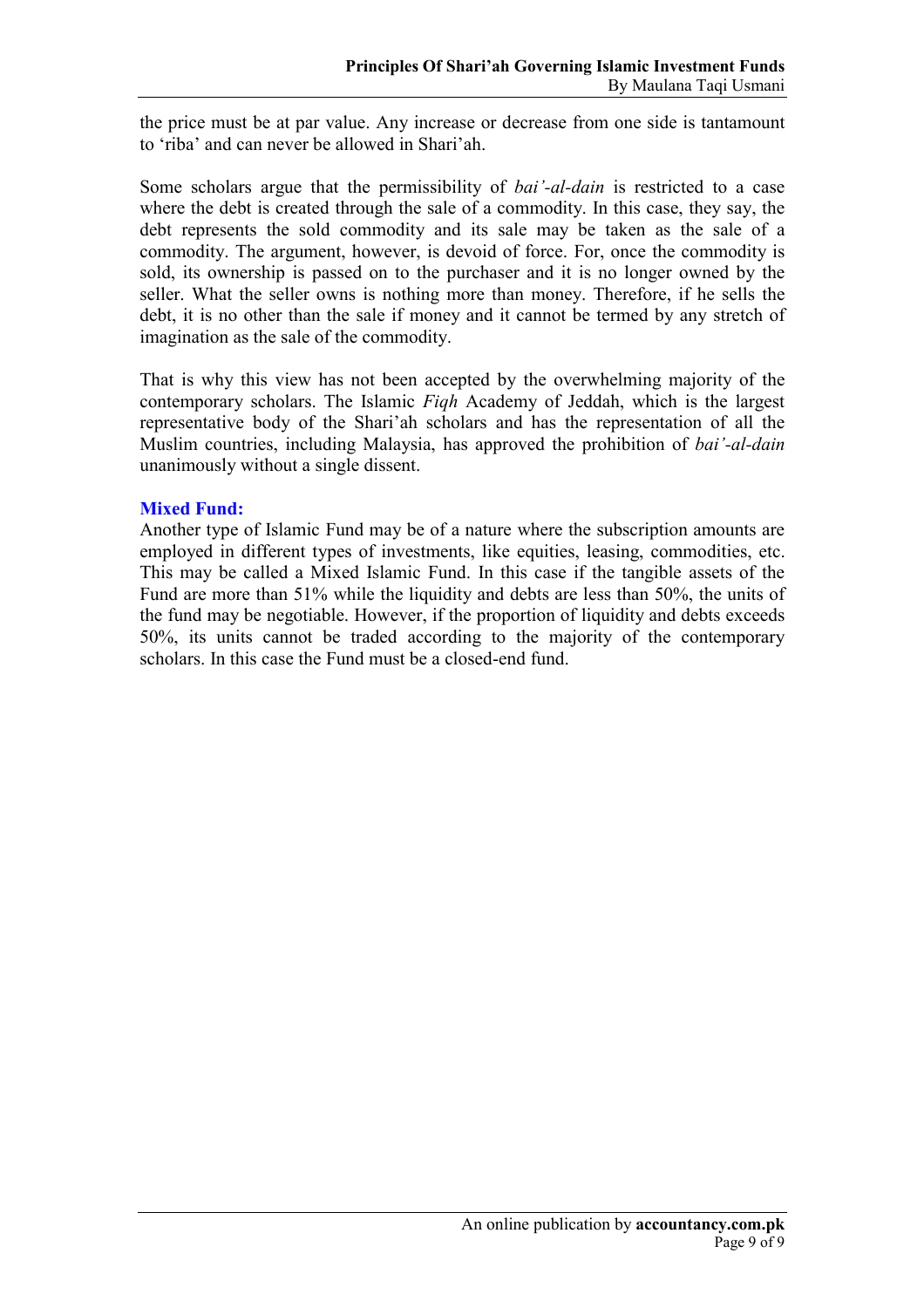the price must be at par value. Any increase or decrease from one side is tantamount to 'riba' and can never be allowed in Shari'ah.

Some scholars argue that the permissibility of *bai'-al-dain* is restricted to a case where the debt is created through the sale of a commodity. In this case, they say, the debt represents the sold commodity and its sale may be taken as the sale of a commodity. The argument, however, is devoid of force. For, once the commodity is sold, its ownership is passed on to the purchaser and it is no longer owned by the seller. What the seller owns is nothing more than money. Therefore, if he sells the debt, it is no other than the sale if money and it cannot be termed by any stretch of imagination as the sale of the commodity.

That is why this view has not been accepted by the overwhelming majority of the contemporary scholars. The Islamic *Fiqh* Academy of Jeddah, which is the largest representative body of the Shari'ah scholars and has the representation of all the Muslim countries, including Malaysia, has approved the prohibition of *bai'-al-dain* unanimously without a single dissent.

### Mixed Fund:

Another type of Islamic Fund may be of a nature where the subscription amounts are employed in different types of investments, like equities, leasing, commodities, etc. This may be called a Mixed Islamic Fund. In this case if the tangible assets of the Fund are more than 51% while the liquidity and debts are less than 50%, the units of the fund may be negotiable. However, if the proportion of liquidity and debts exceeds 50%, its units cannot be traded according to the majority of the contemporary scholars. In this case the Fund must be a closed-end fund.